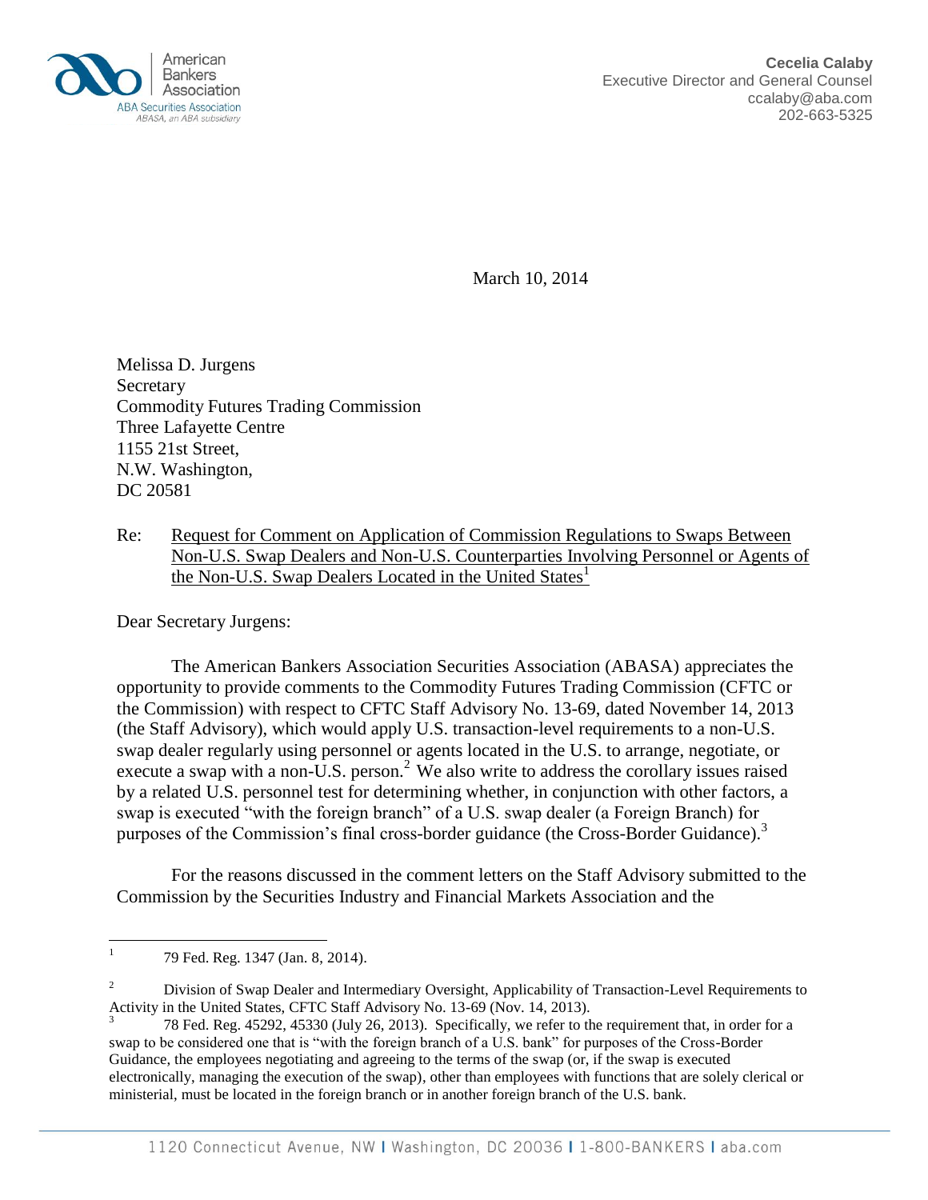American Bankers Association
ABA Securities Association
ABASA, an ABA subsidiary

**Cecelia Calaby**
Executive Director and General Counsel
ccalaby@aba.com
202-663-5325

March 10, 2014

Melissa D. Jurgens
Secretary
Commodity Futures Trading Commission
Three Lafayette Centre
1155 21st Street,
N.W. Washington,
DC 20581

Re: Request for Comment on Application of Commission Regulations to Swaps Between Non-U.S. Swap Dealers and Non-U.S. Counterparties Involving Personnel or Agents of the Non-U.S. Swap Dealers Located in the United States[1]

Dear Secretary Jurgens:

The American Bankers Association Securities Association (ABASA) appreciates the opportunity to provide comments to the Commodity Futures Trading Commission (CFTC or the Commission) with respect to CFTC Staff Advisory No. 13-69, dated November 14, 2013 (the Staff Advisory), which would apply U.S. transaction-level requirements to a non-U.S. swap dealer regularly using personnel or agents located in the U.S. to arrange, negotiate, or execute a swap with a non-U.S. person.[2] We also write to address the corollary issues raised by a related U.S. personnel test for determining whether, in conjunction with other factors, a swap is executed "with the foreign branch" of a U.S. swap dealer (a Foreign Branch) for purposes of the Commission's final cross-border guidance (the Cross-Border Guidance).[3]

For the reasons discussed in the comment letters on the Staff Advisory submitted to the Commission by the Securities Industry and Financial Markets Association and the

---

[1] 79 Fed. Reg. 1347 (Jan. 8, 2014).

[2] Division of Swap Dealer and Intermediary Oversight, Applicability of Transaction-Level Requirements to Activity in the United States, CFTC Staff Advisory No. 13-69 (Nov. 14, 2013).

[3] 78 Fed. Reg. 45292, 45330 (July 26, 2013). Specifically, we refer to the requirement that, in order for a swap to be considered one that is "with the foreign branch of a U.S. bank" for purposes of the Cross-Border Guidance, the employees negotiating and agreeing to the terms of the swap (or, if the swap is executed electronically, managing the execution of the swap), other than employees with functions that are solely clerical or ministerial, must be located in the foreign branch or in another foreign branch of the U.S. bank.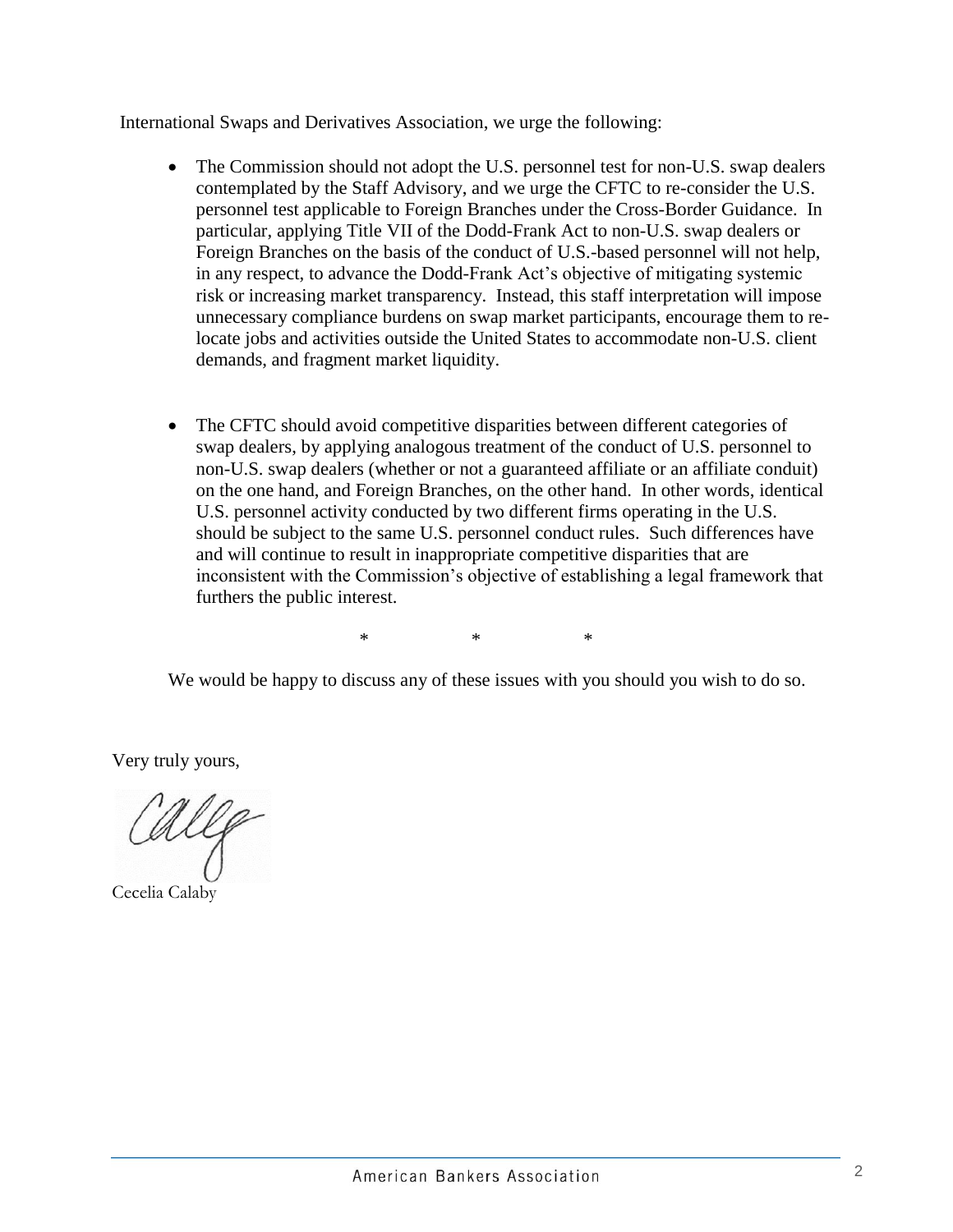International Swaps and Derivatives Association, we urge the following:

- The Commission should not adopt the U.S. personnel test for non-U.S. swap dealers contemplated by the Staff Advisory, and we urge the CFTC to re-consider the U.S. personnel test applicable to Foreign Branches under the Cross-Border Guidance. In particular, applying Title VII of the Dodd-Frank Act to non-U.S. swap dealers or Foreign Branches on the basis of the conduct of U.S.-based personnel will not help, in any respect, to advance the Dodd-Frank Act's objective of mitigating systemic risk or increasing market transparency. Instead, this staff interpretation will impose unnecessary compliance burdens on swap market participants, encourage them to re-locate jobs and activities outside the United States to accommodate non-U.S. client demands, and fragment market liquidity.

- The CFTC should avoid competitive disparities between different categories of swap dealers, by applying analogous treatment of the conduct of U.S. personnel to non-U.S. swap dealers (whether or not a guaranteed affiliate or an affiliate conduit) on the one hand, and Foreign Branches, on the other hand. In other words, identical U.S. personnel activity conducted by two different firms operating in the U.S. should be subject to the same U.S. personnel conduct rules. Such differences have and will continue to result in inappropriate competitive disparities that are inconsistent with the Commission's objective of establishing a legal framework that furthers the public interest.

\* \* \*

We would be happy to discuss any of these issues with you should you wish to do so.

Very truly yours,

Cecelia Calaby